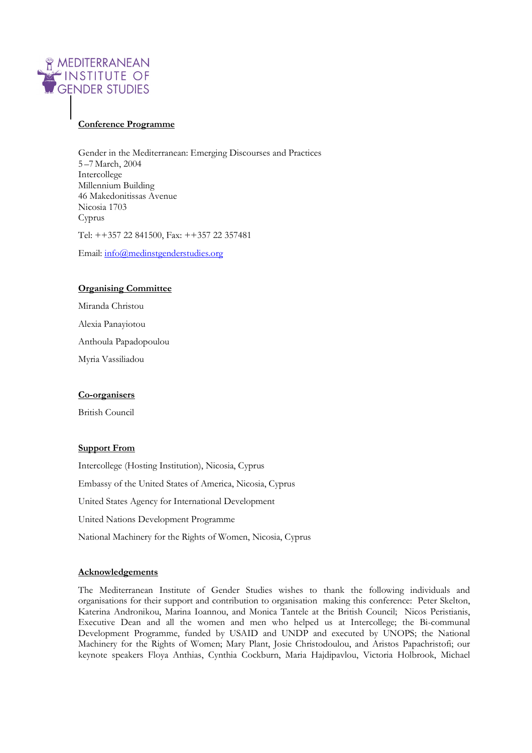MEDITERRANEAN INSTITUTE OF GENDER STUDIES

## Conference Programme

Gender in the Mediterranean: Emerging Discourses and Practices
5 –7 March, 2004
Intercollege
Millennium Building
46 Makedonitissas Avenue
Nicosia 1703
Cyprus

Tel: ++357 22 841500, Fax: ++357 22 357481

Email: info@medinstgenderstudies.org

## Organising Committee

Miranda Christou

Alexia Panayiotou

Anthoula Papadopoulou

Myria Vassiliadou

## Co-organisers

British Council

## Support From

Intercollege (Hosting Institution), Nicosia, Cyprus

Embassy of the United States of America, Nicosia, Cyprus

United States Agency for International Development

United Nations Development Programme

National Machinery for the Rights of Women, Nicosia, Cyprus

## Acknowledgements

The Mediterranean Institute of Gender Studies wishes to thank the following individuals and organisations for their support and contribution to organisation making this conference: Peter Skelton, Katerina Andronikou, Marina Ioannou, and Monica Tantele at the British Council; Nicos Peristianis, Executive Dean and all the women and men who helped us at Intercollege; the Bi-communal Development Programme, funded by USAID and UNDP and executed by UNOPS; the National Machinery for the Rights of Women; Mary Plant, Josie Christodoulou, and Aristos Papachristofi; our keynote speakers Floya Anthias, Cynthia Cockburn, Maria Hajdipavlou, Victoria Holbrook, Michael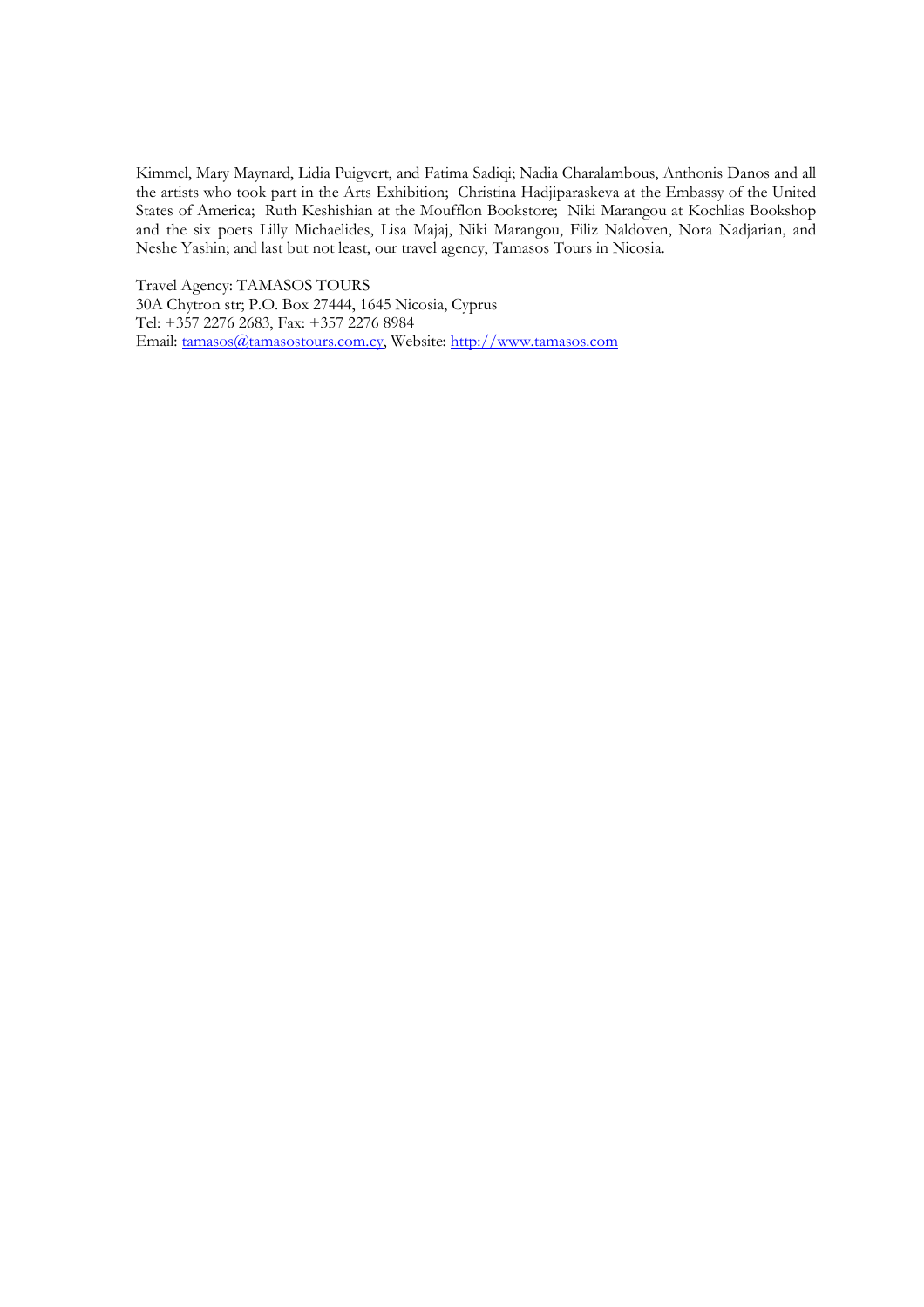Kimmel, Mary Maynard, Lidia Puigvert, and Fatima Sadiqi; Nadia Charalambous, Anthonis Danos and all the artists who took part in the Arts Exhibition; Christina Hadjiparaskeva at the Embassy of the United States of America; Ruth Keshishian at the Moufflon Bookstore; Niki Marangou at Kochlias Bookshop and the six poets Lilly Michaelides, Lisa Majaj, Niki Marangou, Filiz Naldoven, Nora Nadjarian, and Neshe Yashin; and last but not least, our travel agency, Tamasos Tours in Nicosia.

Travel Agency: TAMASOS TOURS
30A Chytron str; P.O. Box 27444, 1645 Nicosia, Cyprus
Tel: +357 2276 2683, Fax: +357 2276 8984
Email: tamasos@tamasostours.com.cy, Website: http://www.tamasos.com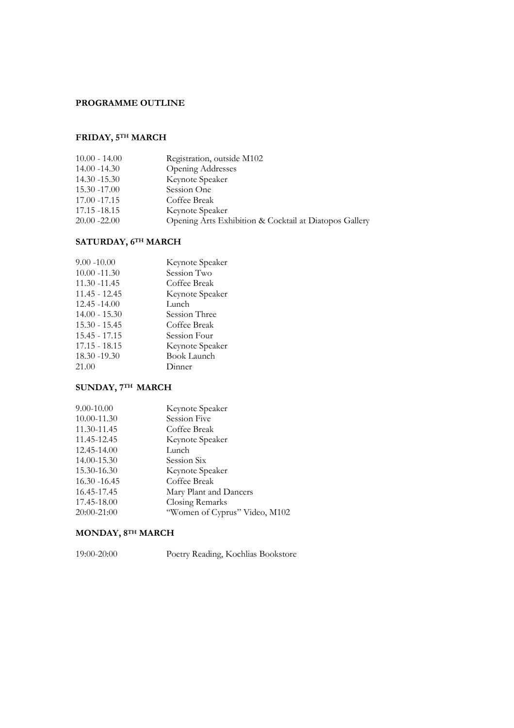## PROGRAMME OUTLINE

### FRIDAY, 5TH MARCH

| | |
|---|---|
| 10.00 - 14.00 | Registration, outside M102 |
| 14.00 -14.30 | Opening Addresses |
| 14.30 -15.30 | Keynote Speaker |
| 15.30 -17.00 | Session One |
| 17.00 -17.15 | Coffee Break |
| 17.15 -18.15 | Keynote Speaker |
| 20.00 -22.00 | Opening Arts Exhibition & Cocktail at Diatopos Gallery |

### SATURDAY, 6TH MARCH

| | |
|---|---|
| 9.00 -10.00 | Keynote Speaker |
| 10.00 -11.30 | Session Two |
| 11.30 -11.45 | Coffee Break |
| 11.45 - 12.45 | Keynote Speaker |
| 12.45 -14.00 | Lunch |
| 14.00 - 15.30 | Session Three |
| 15.30 - 15.45 | Coffee Break |
| 15.45 - 17.15 | Session Four |
| 17.15 - 18.15 | Keynote Speaker |
| 18.30 -19.30 | Book Launch |
| 21.00 | Dinner |

### SUNDAY, 7TH MARCH

| | |
|---|---|
| 9.00-10.00 | Keynote Speaker |
| 10.00-11.30 | Session Five |
| 11.30-11.45 | Coffee Break |
| 11.45-12.45 | Keynote Speaker |
| 12.45-14.00 | Lunch |
| 14.00-15.30 | Session Six |
| 15.30-16.30 | Keynote Speaker |
| 16.30 -16.45 | Coffee Break |
| 16.45-17.45 | Mary Plant and Dancers |
| 17.45-18.00 | Closing Remarks |
| 20:00-21:00 | "Women of Cyprus" Video, M102 |

### MONDAY, 8TH MARCH

| | |
|---|---|
| 19:00-20:00 | Poetry Reading, Kochlias Bookstore |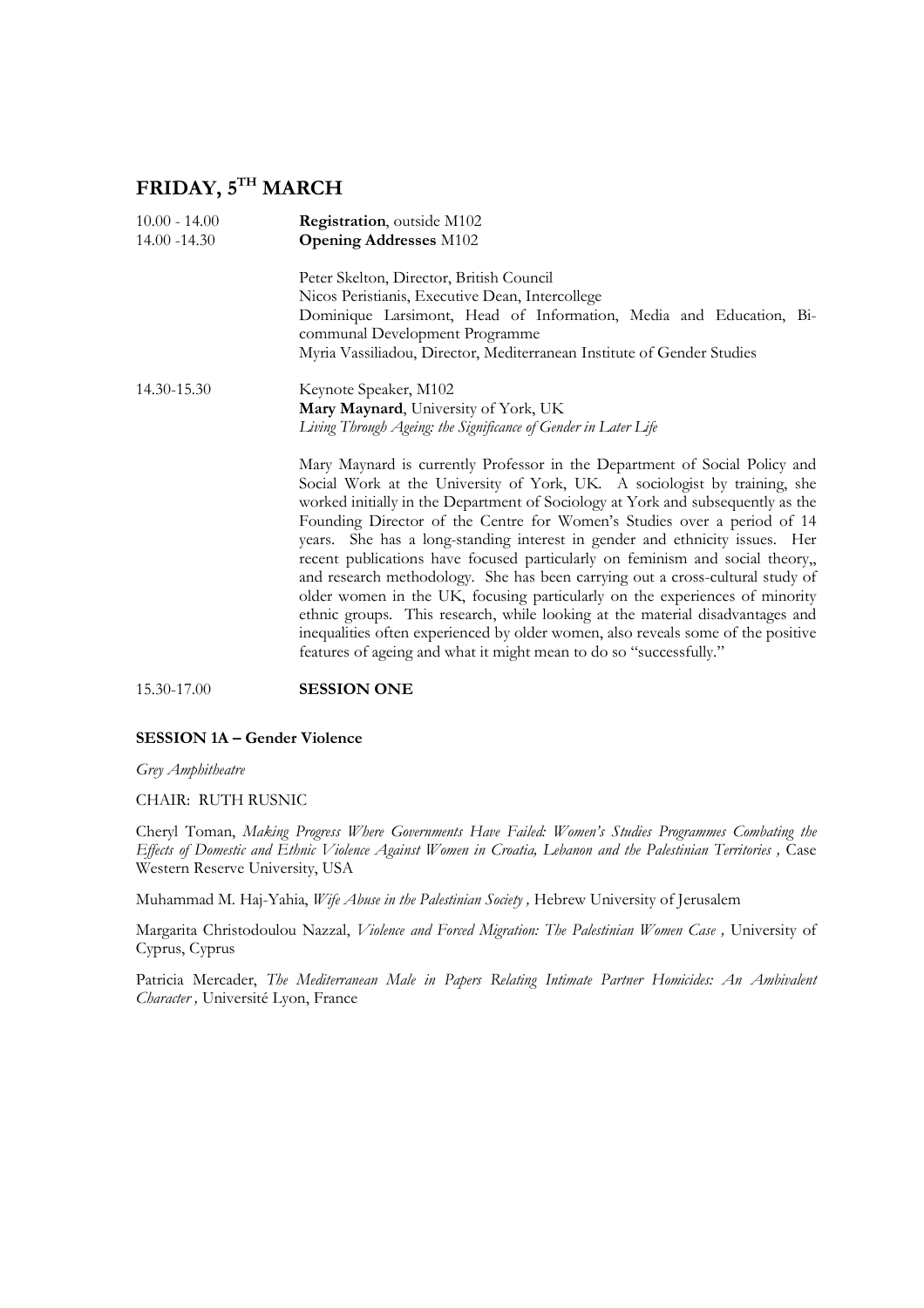## FRIDAY, 5TH MARCH

10.00 - 14.00 **Registration**, outside M102

14.00 -14.30 **Opening Addresses** M102

Peter Skelton, Director, British Council
Nicos Peristianis, Executive Dean, Intercollege
Dominique Larsimont, Head of Information, Media and Education, Bi-communal Development Programme
Myria Vassiliadou, Director, Mediterranean Institute of Gender Studies

14.30-15.30 Keynote Speaker, M102
**Mary Maynard**, University of York, UK
*Living Through Ageing: the Significance of Gender in Later Life*

Mary Maynard is currently Professor in the Department of Social Policy and Social Work at the University of York, UK. A sociologist by training, she worked initially in the Department of Sociology at York and subsequently as the Founding Director of the Centre for Women's Studies over a period of 14 years. She has a long-standing interest in gender and ethnicity issues. Her recent publications have focused particularly on feminism and social theory,, and research methodology. She has been carrying out a cross-cultural study of older women in the UK, focusing particularly on the experiences of minority ethnic groups. This research, while looking at the material disadvantages and inequalities often experienced by older women, also reveals some of the positive features of ageing and what it might mean to do so "successfully."

15.30-17.00 **SESSION ONE**

**SESSION 1A – Gender Violence**

*Grey Amphitheatre*

CHAIR: RUTH RUSNIC

Cheryl Toman, *Making Progress Where Governments Have Failed: Women's Studies Programmes Combating the Effects of Domestic and Ethnic Violence Against Women in Croatia, Lebanon and the Palestinian Territories ,* Case Western Reserve University, USA

Muhammad M. Haj-Yahia, *Wife Abuse in the Palestinian Society ,* Hebrew University of Jerusalem

Margarita Christodoulou Nazzal, *Violence and Forced Migration: The Palestinian Women Case ,* University of Cyprus, Cyprus

Patricia Mercader, *The Mediterranean Male in Papers Relating Intimate Partner Homicides: An Ambivalent Character ,* Université Lyon, France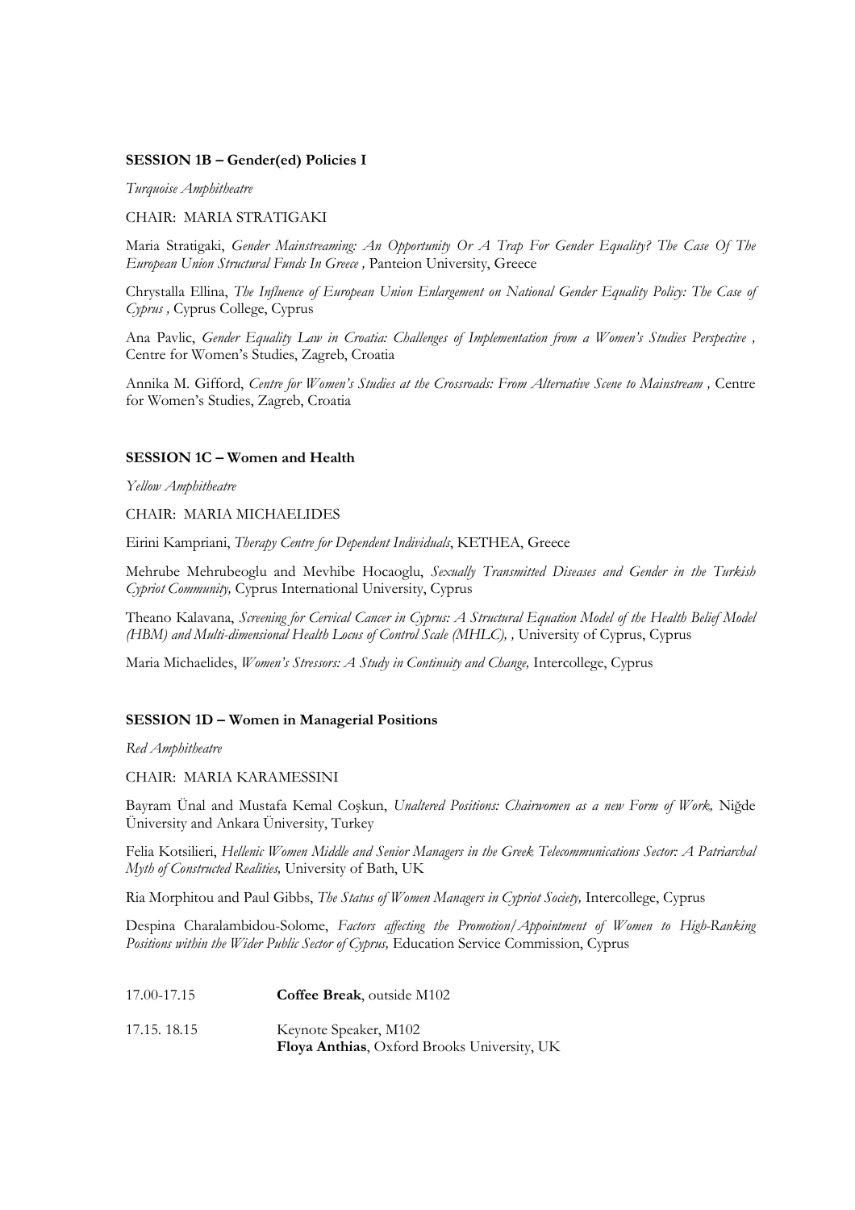**SESSION 1B – Gender(ed) Policies I**

*Turquoise Amphitheatre*

CHAIR: MARIA STRATIGAKI

Maria Stratigaki, *Gender Mainstreaming: An Opportunity Or A Trap For Gender Equality? The Case Of The European Union Structural Funds In Greece ,* Panteion University, Greece

Chrystalla Ellina, *The Influence of European Union Enlargement on National Gender Equality Policy: The Case of Cyprus ,* Cyprus College, Cyprus

Ana Pavlic, *Gender Equality Law in Croatia: Challenges of Implementation from a Women's Studies Perspective ,* Centre for Women's Studies, Zagreb, Croatia

Annika M. Gifford, *Centre for Women's Studies at the Crossroads: From Alternative Scene to Mainstream ,* Centre for Women's Studies, Zagreb, Croatia

**SESSION 1C – Women and Health**

*Yellow Amphitheatre*

CHAIR: MARIA MICHAELIDES

Eirini Kampriani, *Therapy Centre for Dependent Individuals*, KETHEA, Greece

Mehrube Mehrubeoglu and Mevhibe Hocaoglu, *Sexually Transmitted Diseases and Gender in the Turkish Cypriot Community,* Cyprus International University, Cyprus

Theano Kalavana, *Screening for Cervical Cancer in Cyprus: A Structural Equation Model of the Health Belief Model (HBM) and Multi-dimensional Health Locus of Control Scale (MHLC), ,* University of Cyprus, Cyprus

Maria Michaelides, *Women's Stressors: A Study in Continuity and Change,* Intercollege, Cyprus

**SESSION 1D – Women in Managerial Positions**

*Red Amphitheatre*

CHAIR: MARIA KARAMESSINI

Bayram Ünal and Mustafa Kemal Coşkun, *Unaltered Positions: Chairwomen as a new Form of Work,* Niğde Üniversity and Ankara Üniversity, Turkey

Felia Kotsilieri, *Hellenic Women Middle and Senior Managers in the Greek Telecommunications Sector: A Patriarchal Myth of Constructed Realities,* University of Bath, UK

Ria Morphitou and Paul Gibbs, *The Status of Women Managers in Cypriot Society,* Intercollege, Cyprus

Despina Charalambidou-Solome, *Factors affecting the Promotion/Appointment of Women to High-Ranking Positions within the Wider Public Sector of Cyprus,* Education Service Commission, Cyprus

17.00-17.15 **Coffee Break**, outside M102

17.15. 18.15 Keynote Speaker, M102
**Floya Anthias**, Oxford Brooks University, UK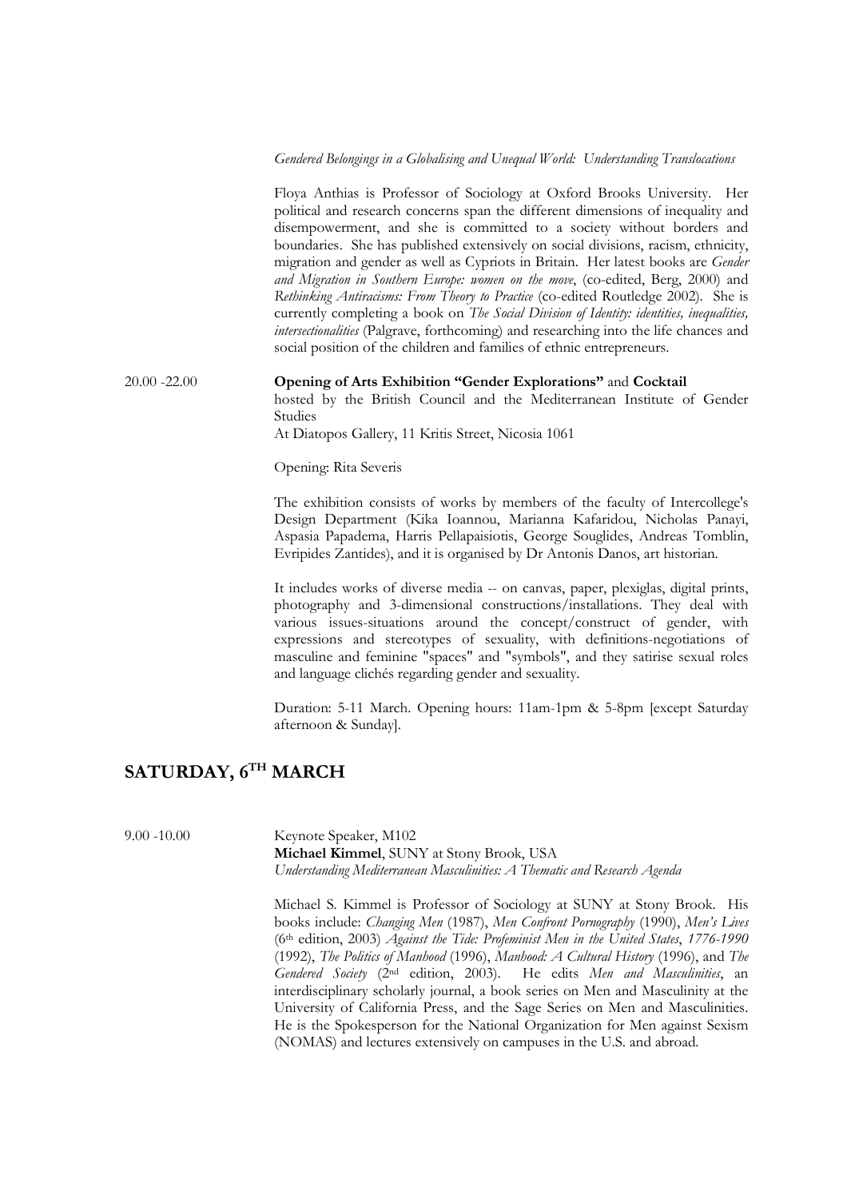*Gendered Belongings in a Globalising and Unequal World: Understanding Translocations*

Floya Anthias is Professor of Sociology at Oxford Brooks University. Her political and research concerns span the different dimensions of inequality and disempowerment, and she is committed to a society without borders and boundaries. She has published extensively on social divisions, racism, ethnicity, migration and gender as well as Cypriots in Britain. Her latest books are *Gender and Migration in Southern Europe: women on the move*, (co-edited, Berg, 2000) and *Rethinking Antiracisms: From Theory to Practice* (co-edited Routledge 2002). She is currently completing a book on *The Social Division of Identity: identities, inequalities, intersectionalities* (Palgrave, forthcoming) and researching into the life chances and social position of the children and families of ethnic entrepreneurs.

20.00 -22.00 **Opening of Arts Exhibition "Gender Explorations"** and **Cocktail**
hosted by the British Council and the Mediterranean Institute of Gender Studies
At Diatopos Gallery, 11 Kritis Street, Nicosia 1061

Opening: Rita Severis

The exhibition consists of works by members of the faculty of Intercollege's Design Department (Kika Ioannou, Marianna Kafaridou, Nicholas Panayi, Aspasia Papadema, Harris Pellapaisiotis, George Souglides, Andreas Tomblin, Evripides Zantides), and it is organised by Dr Antonis Danos, art historian.

It includes works of diverse media -- on canvas, paper, plexiglas, digital prints, photography and 3-dimensional constructions/installations. They deal with various issues-situations around the concept/construct of gender, with expressions and stereotypes of sexuality, with definitions-negotiations of masculine and feminine "spaces" and "symbols", and they satirise sexual roles and language clichés regarding gender and sexuality.

Duration: 5-11 March. Opening hours: 11am-1pm & 5-8pm [except Saturday afternoon & Sunday].

## SATURDAY, 6TH MARCH

9.00 -10.00 Keynote Speaker, M102
**Michael Kimmel**, SUNY at Stony Brook, USA
*Understanding Mediterranean Masculinities: A Thematic and Research Agenda*

Michael S. Kimmel is Professor of Sociology at SUNY at Stony Brook. His books include: *Changing Men* (1987), *Men Confront Pornography* (1990), *Men's Lives* (6th edition, 2003) *Against the Tide: Profeminist Men in the United States, 1776-1990* (1992), *The Politics of Manhood* (1996), *Manhood: A Cultural History* (1996), and *The Gendered Society* (2nd edition, 2003). He edits *Men and Masculinities*, an interdisciplinary scholarly journal, a book series on Men and Masculinity at the University of California Press, and the Sage Series on Men and Masculinities. He is the Spokesperson for the National Organization for Men against Sexism (NOMAS) and lectures extensively on campuses in the U.S. and abroad.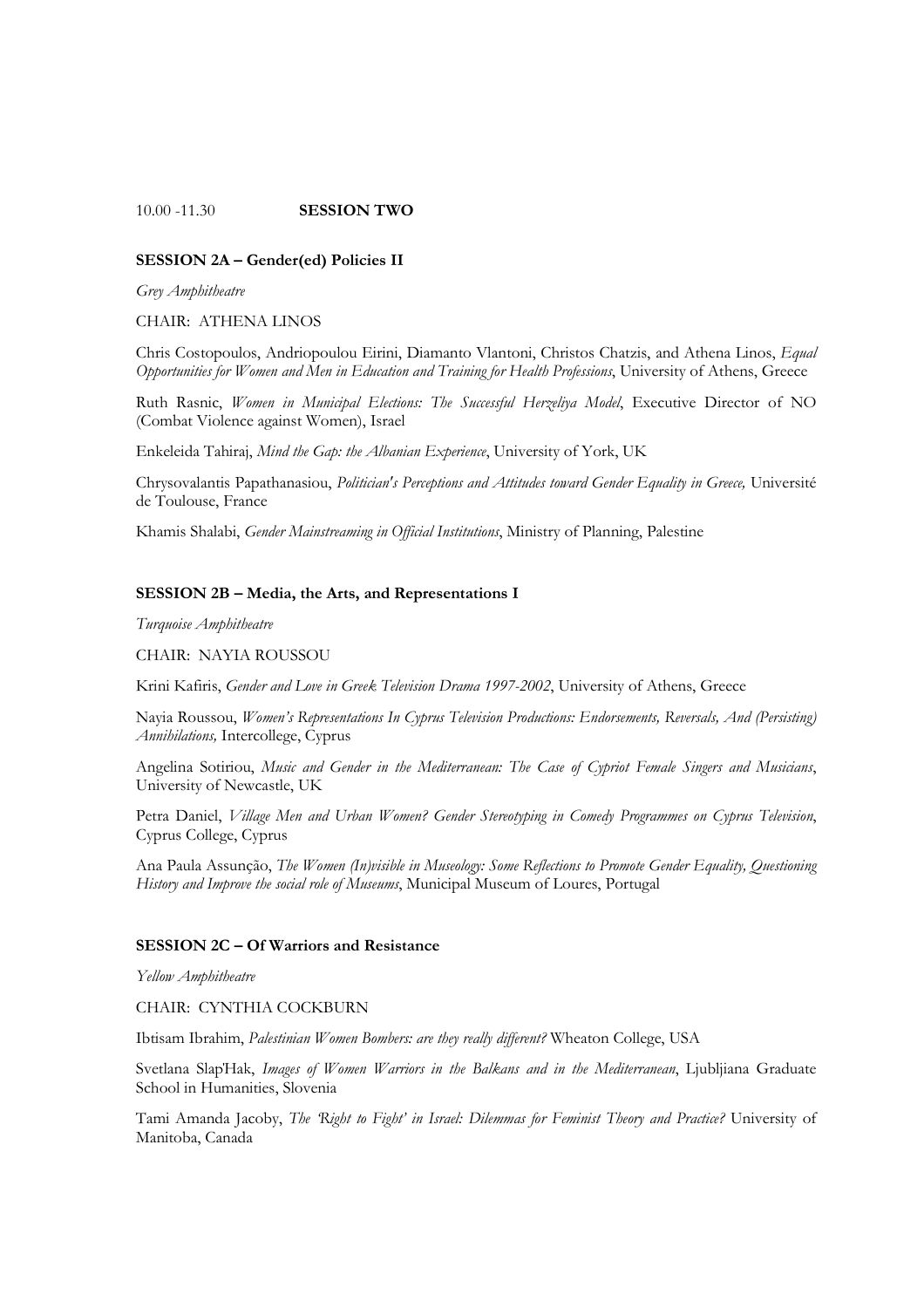10.00 -11.30 **SESSION TWO**

**SESSION 2A – Gender(ed) Policies II**

*Grey Amphitheatre*

CHAIR: ATHENA LINOS

Chris Costopoulos, Andriopoulou Eirini, Diamanto Vlantoni, Christos Chatzis, and Athena Linos, *Equal Opportunities for Women and Men in Education and Training for Health Professions*, University of Athens, Greece

Ruth Rasnic, *Women in Municipal Elections: The Successful Herzeliya Model*, Executive Director of NO (Combat Violence against Women), Israel

Enkeleida Tahiraj, *Mind the Gap: the Albanian Experience*, University of York, UK

Chrysovalantis Papathanasiou, *Politician's Perceptions and Attitudes toward Gender Equality in Greece,* Université de Toulouse, France

Khamis Shalabi, *Gender Mainstreaming in Official Institutions*, Ministry of Planning, Palestine

**SESSION 2B – Media, the Arts, and Representations I**

*Turquoise Amphitheatre*

CHAIR: NAYIA ROUSSOU

Krini Kafiris, *Gender and Love in Greek Television Drama 1997-2002*, University of Athens, Greece

Nayia Roussou, *Women's Representations In Cyprus Television Productions: Endorsements, Reversals, And (Persisting) Annihilations,* Intercollege, Cyprus

Angelina Sotiriou, *Music and Gender in the Mediterranean: The Case of Cypriot Female Singers and Musicians*, University of Newcastle, UK

Petra Daniel, *Village Men and Urban Women? Gender Stereotyping in Comedy Programmes on Cyprus Television*, Cyprus College, Cyprus

Ana Paula Assunção, *The Women (In)visible in Museology: Some Reflections to Promote Gender Equality, Questioning History and Improve the social role of Museums*, Municipal Museum of Loures, Portugal

**SESSION 2C – Of Warriors and Resistance**

*Yellow Amphitheatre*

CHAIR: CYNTHIA COCKBURN

Ibtisam Ibrahim, *Palestinian Women Bombers: are they really different?* Wheaton College, USA

Svetlana Slap'Hak, *Images of Women Warriors in the Balkans and in the Mediterranean*, Ljubljiana Graduate School in Humanities, Slovenia

Tami Amanda Jacoby, *The 'Right to Fight' in Israel: Dilemmas for Feminist Theory and Practice?* University of Manitoba, Canada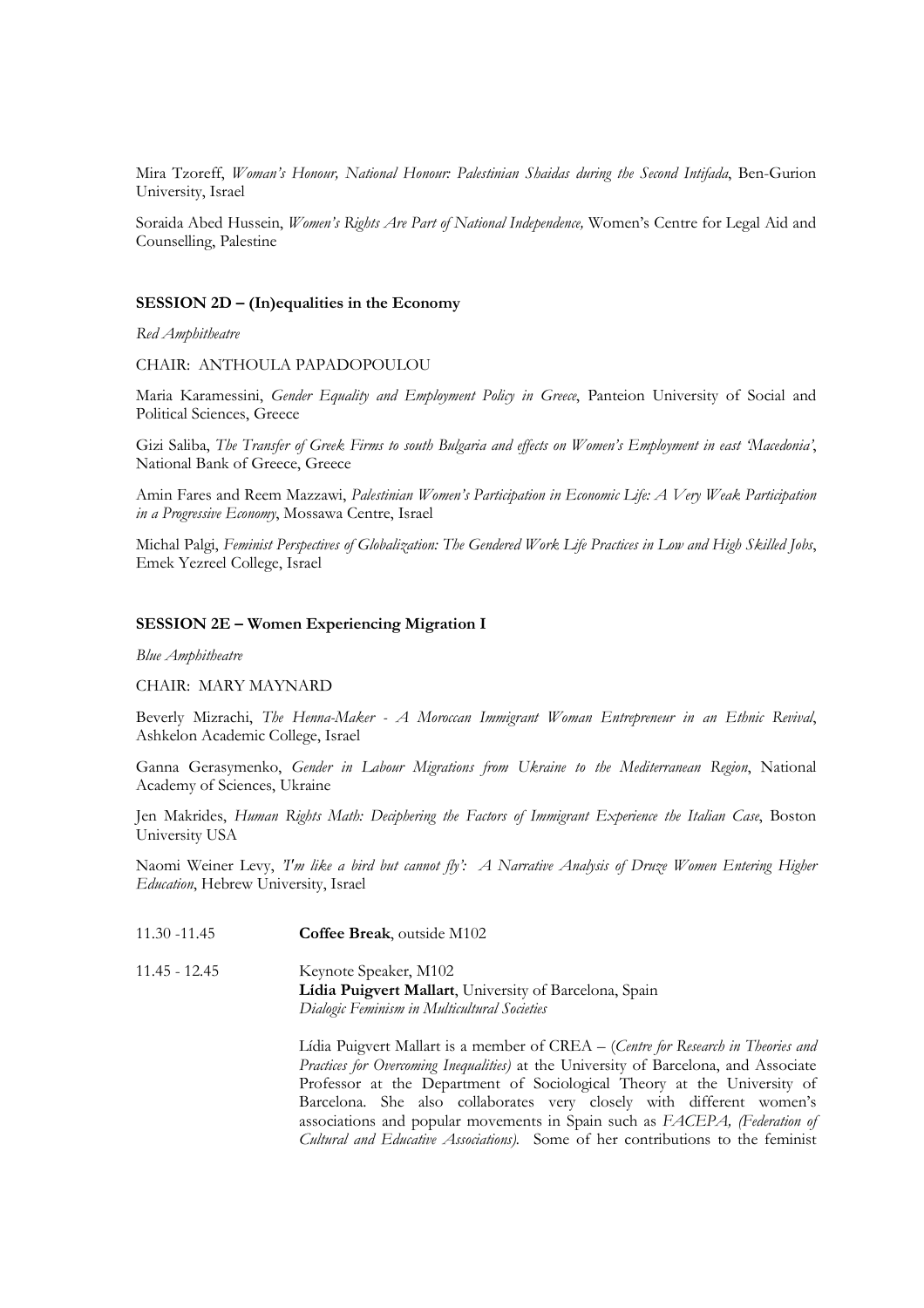Mira Tzoreff, *Woman's Honour, National Honour: Palestinian Shaidas during the Second Intifada*, Ben-Gurion University, Israel

Soraida Abed Hussein, *Women's Rights Are Part of National Independence,* Women's Centre for Legal Aid and Counselling, Palestine

**SESSION 2D – (In)equalities in the Economy**

*Red Amphitheatre*

CHAIR: ANTHOULA PAPADOPOULOU

Maria Karamessini, *Gender Equality and Employment Policy in Greece*, Panteion University of Social and Political Sciences, Greece

Gizi Saliba, *The Transfer of Greek Firms to south Bulgaria and effects on Women's Employment in east 'Macedonia'*, National Bank of Greece, Greece

Amin Fares and Reem Mazzawi, *Palestinian Women's Participation in Economic Life: A Very Weak Participation in a Progressive Economy*, Mossawa Centre, Israel

Michal Palgi, *Feminist Perspectives of Globalization: The Gendered Work Life Practices in Low and High Skilled Jobs*, Emek Yezreel College, Israel

**SESSION 2E – Women Experiencing Migration I**

*Blue Amphitheatre*

CHAIR: MARY MAYNARD

Beverly Mizrachi, *The Henna-Maker - A Moroccan Immigrant Woman Entrepreneur in an Ethnic Revival*, Ashkelon Academic College, Israel

Ganna Gerasymenko, *Gender in Labour Migrations from Ukraine to the Mediterranean Region*, National Academy of Sciences, Ukraine

Jen Makrides, *Human Rights Math: Deciphering the Factors of Immigrant Experience the Italian Case*, Boston University USA

Naomi Weiner Levy, *'I'm like a bird but cannot fly': A Narrative Analysis of Druze Women Entering Higher Education*, Hebrew University, Israel

11.30 -11.45 **Coffee Break**, outside M102

11.45 - 12.45 Keynote Speaker, M102
**Lídia Puigvert Mallart**, University of Barcelona, Spain
*Dialogic Feminism in Multicultural Societies*

Lídia Puigvert Mallart is a member of CREA – (*Centre for Research in Theories and Practices for Overcoming Inequalities)* at the University of Barcelona, and Associate Professor at the Department of Sociological Theory at the University of Barcelona. She also collaborates very closely with different women's associations and popular movements in Spain such as *FACEPA, (Federation of Cultural and Educative Associations).* Some of her contributions to the feminist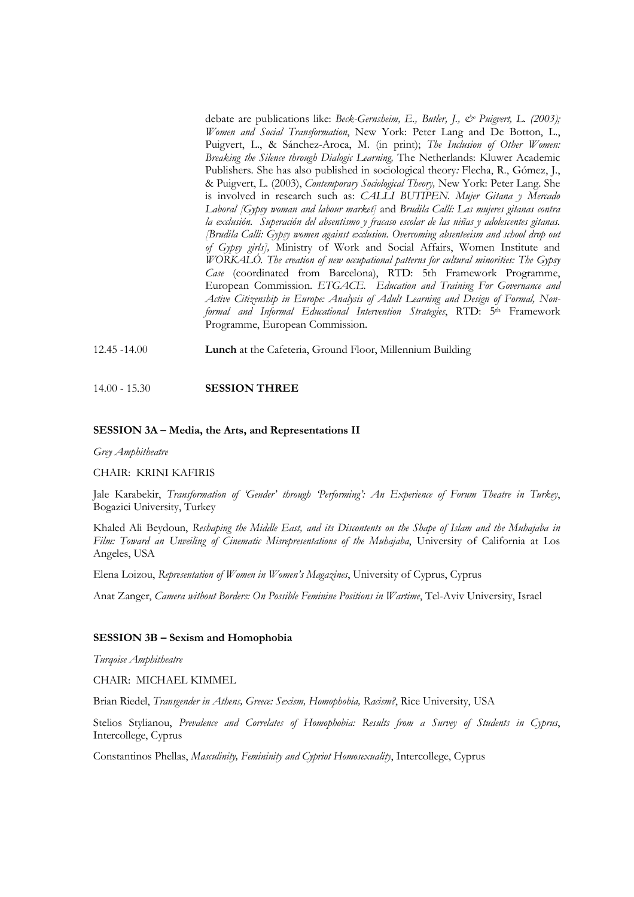debate are publications like: *Beck-Gernsheim, E., Butler, J., & Puigvert, L. (2003); Women and Social Transformation*, New York: Peter Lang and De Botton, L., Puigvert, L., & Sánchez-Aroca, M. (in print); *The Inclusion of Other Women: Breaking the Silence through Dialogic Learning,* The Netherlands: Kluwer Academic Publishers. She has also published in sociological theory*:* Flecha, R., Gómez, J., & Puigvert, L. (2003), *Contemporary Sociological Theory,* New York: Peter Lang. She is involved in research such as: *CALLI BUTIPEN. Mujer Gitana y Mercado Laboral [Gypsy woman and labour market]* and *Brudila Callí: Las mujeres gitanas contra la exclusión. Superación del absentismo y fracaso escolar de las niñas y adolescentes gitanas. [Brudila Callí: Gypsy women against exclusion. Overcoming absenteeism and school drop out of Gypsy girls],* Ministry of Work and Social Affairs, Women Institute and *WORKALÓ. The creation of new occupational patterns for cultural minorities: The Gypsy Case* (coordinated from Barcelona), RTD: 5th Framework Programme, European Commission. *ETGACE. Education and Training For Governance and Active Citizenship in Europe: Analysis of Adult Learning and Design of Formal, Non-formal and Informal Educational Intervention Strategies*, RTD: 5th Framework Programme, European Commission.

12.45 -14.00 **Lunch** at the Cafeteria, Ground Floor, Millennium Building

14.00 - 15.30 **SESSION THREE**

**SESSION 3A – Media, the Arts, and Representations II**

*Grey Amphitheatre*

CHAIR: KRINI KAFIRIS

Jale Karabekir, *Transformation of 'Gender' through 'Performing': An Experience of Forum Theatre in Turkey*, Bogazici University, Turkey

Khaled Ali Beydoun, *Reshaping the Middle East, and its Discontents on the Shape of Islam and the Muhajaba in Film: Toward an Unveiling of Cinematic Misrepresentations of the Muhajaba*, University of California at Los Angeles, USA

Elena Loizou, *Representation of Women in Women's Magazines*, University of Cyprus, Cyprus

Anat Zanger, *Camera without Borders: On Possible Feminine Positions in Wartime*, Tel-Aviv University, Israel

**SESSION 3B – Sexism and Homophobia**

*Turqoise Amphitheatre*

CHAIR: MICHAEL KIMMEL

Brian Riedel, *Transgender in Athens, Greece: Sexism, Homophobia, Racism?*, Rice University, USA

Stelios Stylianou, *Prevalence and Correlates of Homophobia: Results from a Survey of Students in Cyprus*, Intercollege, Cyprus

Constantinos Phellas, *Masculinity, Femininity and Cypriot Homosexuality*, Intercollege, Cyprus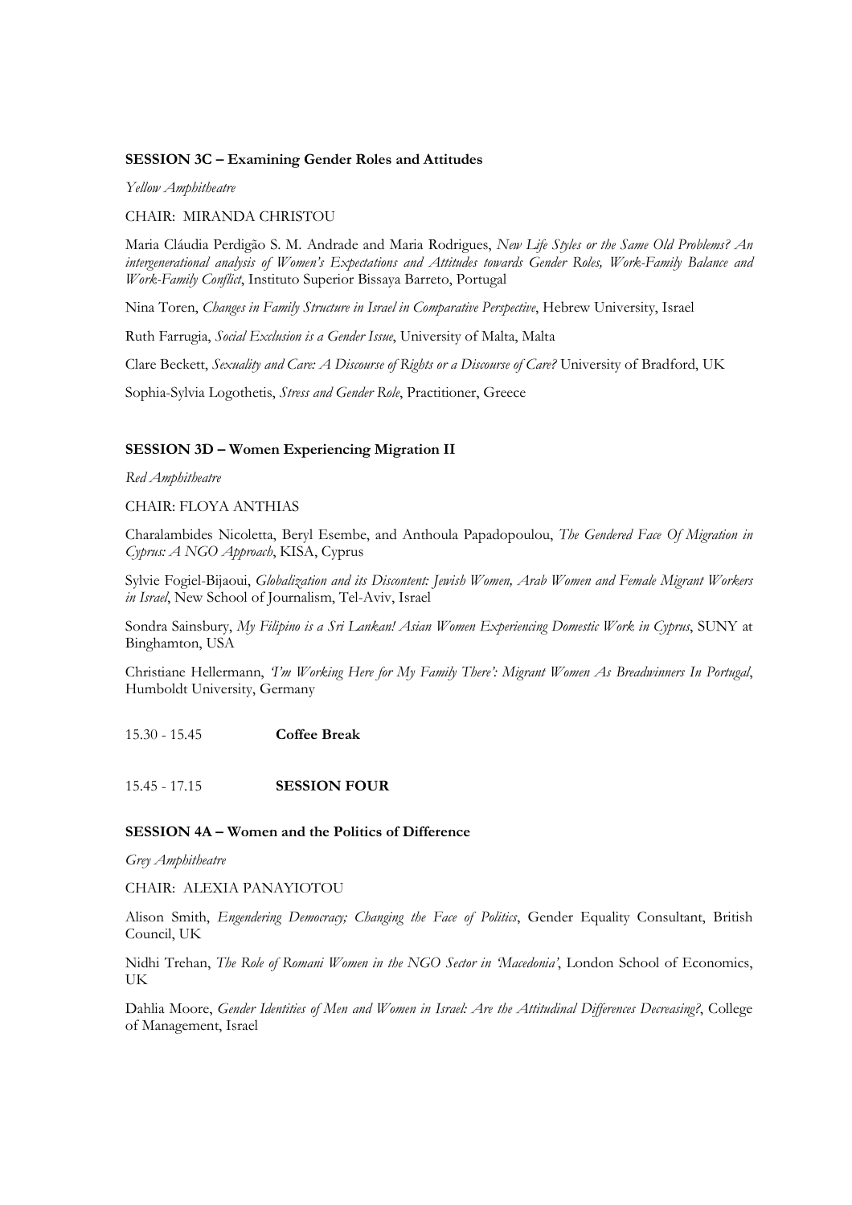**SESSION 3C – Examining Gender Roles and Attitudes**

*Yellow Amphitheatre*

CHAIR: MIRANDA CHRISTOU

Maria Cláudia Perdigão S. M. Andrade and Maria Rodrigues, *New Life Styles or the Same Old Problems? An intergenerational analysis of Women's Expectations and Attitudes towards Gender Roles, Work-Family Balance and Work-Family Conflict*, Instituto Superior Bissaya Barreto, Portugal

Nina Toren, *Changes in Family Structure in Israel in Comparative Perspective*, Hebrew University, Israel

Ruth Farrugia, *Social Exclusion is a Gender Issue*, University of Malta, Malta

Clare Beckett, *Sexuality and Care: A Discourse of Rights or a Discourse of Care?* University of Bradford, UK

Sophia-Sylvia Logothetis, *Stress and Gender Role*, Practitioner, Greece

**SESSION 3D – Women Experiencing Migration II**

*Red Amphitheatre*

CHAIR: FLOYA ANTHIAS

Charalambides Nicoletta, Beryl Esembe, and Anthoula Papadopoulou, *The Gendered Face Of Migration in Cyprus: A NGO Approach*, KISA, Cyprus

Sylvie Fogiel-Bijaoui, *Globalization and its Discontent: Jewish Women, Arab Women and Female Migrant Workers in Israel*, New School of Journalism, Tel-Aviv, Israel

Sondra Sainsbury, *My Filipino is a Sri Lankan! Asian Women Experiencing Domestic Work in Cyprus*, SUNY at Binghamton, USA

Christiane Hellermann, *'I'm Working Here for My Family There': Migrant Women As Breadwinners In Portugal*, Humboldt University, Germany

15.30 - 15.45 **Coffee Break**

15.45 - 17.15 **SESSION FOUR**

**SESSION 4A – Women and the Politics of Difference**

*Grey Amphitheatre*

CHAIR: ALEXIA PANAYIOTOU

Alison Smith, *Engendering Democracy; Changing the Face of Politics*, Gender Equality Consultant, British Council, UK

Nidhi Trehan, *The Role of Romani Women in the NGO Sector in 'Macedonia'*, London School of Economics, UK

Dahlia Moore, *Gender Identities of Men and Women in Israel: Are the Attitudinal Differences Decreasing?*, College of Management, Israel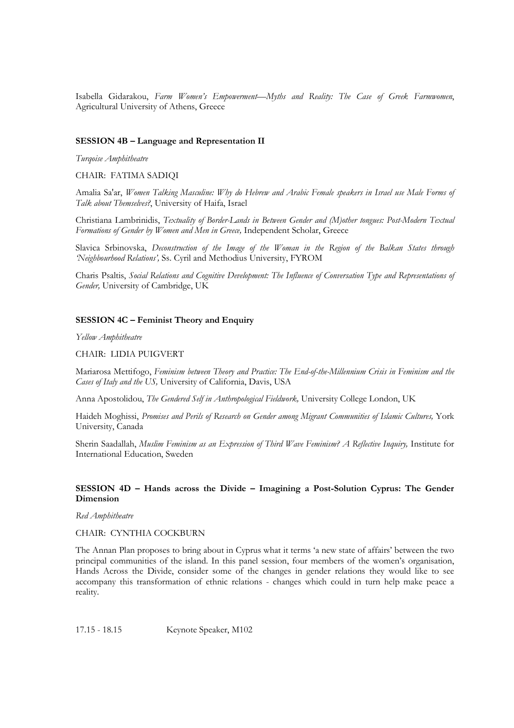Isabella Gidarakou, *Farm Women's Empowerment—Myths and Reality: The Case of Greek Farmwomen*, Agricultural University of Athens, Greece

**SESSION 4B – Language and Representation II**

*Turqoise Amphitheatre*

CHAIR: FATIMA SADIQI

Amalia Sa'ar, *Women Talking Masculine: Why do Hebrew and Arabic Female speakers in Israel use Male Forms of Talk about Themselves?*, University of Haifa, Israel

Christiana Lambrinidis, *Textuality of Border-Lands in Between Gender and (M)other tongues: Post-Modern Textual Formations of Gender by Women and Men in Greece,* Independent Scholar, Greece

Slavica Srbinovska, *Deconstruction of the Image of the Woman in the Region of the Balkan States through 'Neighbourhood Relations',* Ss. Cyril and Methodius University, FYROM

Charis Psaltis, *Social Relations and Cognitive Development: The Influence of Conversation Type and Representations of Gender,* University of Cambridge, UK

**SESSION 4C – Feminist Theory and Enquiry**

*Yellow Amphitheatre*

CHAIR: LIDIA PUIGVERT

Mariarosa Mettifogo, *Feminism between Theory and Practice: The End-of-the-Millennium Crisis in Feminism and the Cases of Italy and the US,* University of California, Davis, USA

Anna Apostolidou, *The Gendered Self in Anthropological Fieldwork,* University College London, UK

Haideh Moghissi, *Promises and Perils of Research on Gender among Migrant Communities of Islamic Cultures,* York University, Canada

Sherin Saadallah, *Muslim Feminism as an Expression of Third Wave Feminism? A Reflective Inquiry,* Institute for International Education, Sweden

**SESSION 4D – Hands across the Divide – Imagining a Post-Solution Cyprus: The Gender Dimension**

*Red Amphitheatre*

CHAIR: CYNTHIA COCKBURN

The Annan Plan proposes to bring about in Cyprus what it terms 'a new state of affairs' between the two principal communities of the island. In this panel session, four members of the women's organisation, Hands Across the Divide, consider some of the changes in gender relations they would like to see accompany this transformation of ethnic relations - changes which could in turn help make peace a reality.

17.15 - 18.15 Keynote Speaker, M102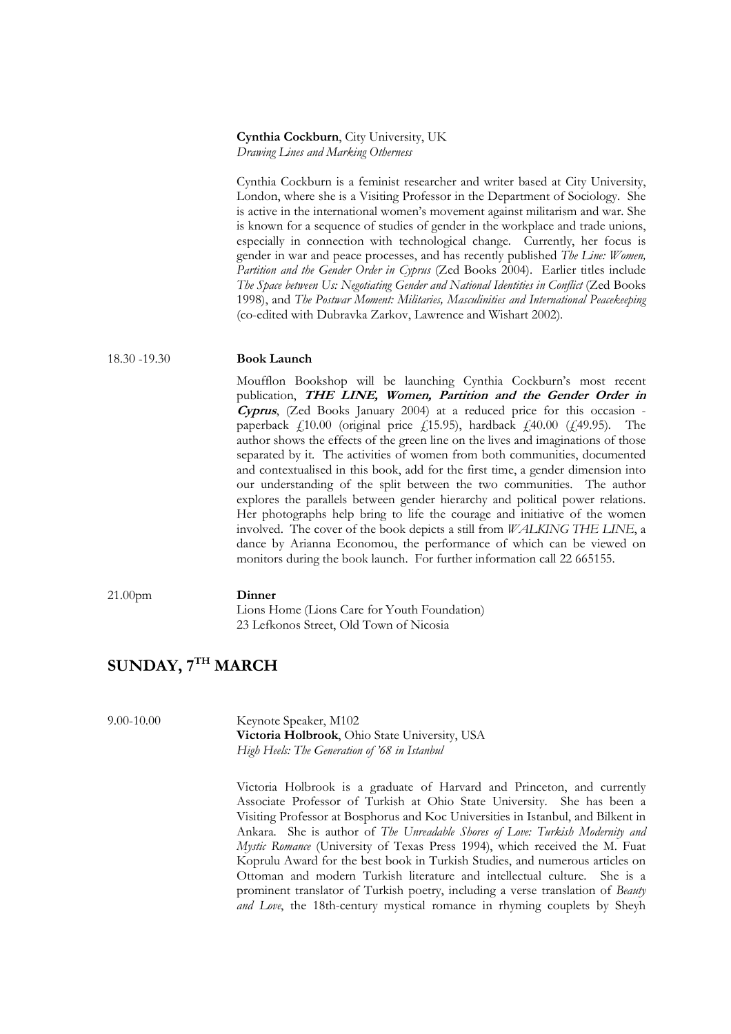**Cynthia Cockburn**, City University, UK
*Drawing Lines and Marking Otherness*

Cynthia Cockburn is a feminist researcher and writer based at City University, London, where she is a Visiting Professor in the Department of Sociology. She is active in the international women's movement against militarism and war. She is known for a sequence of studies of gender in the workplace and trade unions, especially in connection with technological change. Currently, her focus is gender in war and peace processes, and has recently published *The Line: Women, Partition and the Gender Order in Cyprus* (Zed Books 2004). Earlier titles include *The Space between Us: Negotiating Gender and National Identities in Conflict* (Zed Books 1998), and *The Postwar Moment: Militaries, Masculinities and International Peacekeeping* (co-edited with Dubravka Zarkov, Lawrence and Wishart 2002).

18.30 -19.30 **Book Launch**

Moufflon Bookshop will be launching Cynthia Cockburn's most recent publication, ***THE LINE, Women, Partition and the Gender Order in Cyprus***, (Zed Books January 2004) at a reduced price for this occasion - paperback £10.00 (original price £15.95), hardback £40.00 (£49.95). The author shows the effects of the green line on the lives and imaginations of those separated by it. The activities of women from both communities, documented and contextualised in this book, add for the first time, a gender dimension into our understanding of the split between the two communities. The author explores the parallels between gender hierarchy and political power relations. Her photographs help bring to life the courage and initiative of the women involved. The cover of the book depicts a still from *WALKING THE LINE*, a dance by Arianna Economou, the performance of which can be viewed on monitors during the book launch. For further information call 22 665155.

21.00pm **Dinner**
Lions Home (Lions Care for Youth Foundation)
23 Lefkonos Street, Old Town of Nicosia

## SUNDAY, 7TH MARCH

9.00-10.00 Keynote Speaker, M102
**Victoria Holbrook**, Ohio State University, USA
*High Heels: The Generation of '68 in Istanbul*

Victoria Holbrook is a graduate of Harvard and Princeton, and currently Associate Professor of Turkish at Ohio State University. She has been a Visiting Professor at Bosphorus and Koc Universities in Istanbul, and Bilkent in Ankara. She is author of *The Unreadable Shores of Love: Turkish Modernity and Mystic Romance* (University of Texas Press 1994), which received the M. Fuat Koprulu Award for the best book in Turkish Studies, and numerous articles on Ottoman and modern Turkish literature and intellectual culture. She is a prominent translator of Turkish poetry, including a verse translation of *Beauty and Love*, the 18th-century mystical romance in rhyming couplets by Sheyh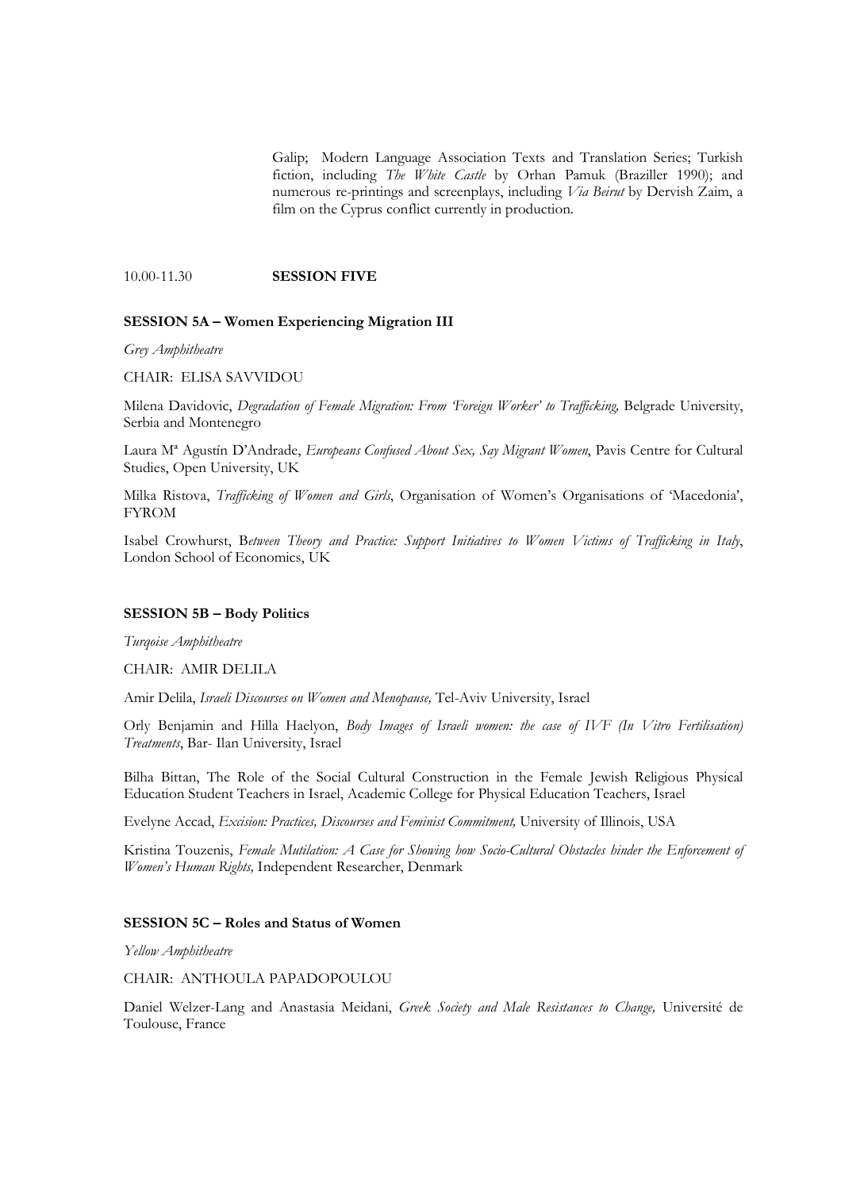Galip; Modern Language Association Texts and Translation Series; Turkish fiction, including *The White Castle* by Orhan Pamuk (Braziller 1990); and numerous re-printings and screenplays, including *Via Beirut* by Dervish Zaim, a film on the Cyprus conflict currently in production.

10.00-11.30 **SESSION FIVE**

**SESSION 5A – Women Experiencing Migration III**

*Grey Amphitheatre*

CHAIR: ELISA SAVVIDOU

Milena Davidovic, *Degradation of Female Migration: From 'Foreign Worker' to Trafficking,* Belgrade University, Serbia and Montenegro

Laura Mª Agustín D'Andrade, *Europeans Confused About Sex, Say Migrant Women*, Pavis Centre for Cultural Studies, Open University, UK

Milka Ristova, *Trafficking of Women and Girls*, Organisation of Women's Organisations of 'Macedonia', FYROM

Isabel Crowhurst, B*etween Theory and Practice: Support Initiatives to Women Victims of Trafficking in Italy*, London School of Economics, UK

**SESSION 5B – Body Politics**

*Turqoise Amphitheatre*

CHAIR: AMIR DELILA

Amir Delila, *Israeli Discourses on Women and Menopause,* Tel-Aviv University, Israel

Orly Benjamin and Hilla Haelyon, *Body Images of Israeli women: the case of IVF (In Vitro Fertilisation) Treatments*, Bar- Ilan University, Israel

Bilha Bittan, The Role of the Social Cultural Construction in the Female Jewish Religious Physical Education Student Teachers in Israel, Academic College for Physical Education Teachers, Israel

Evelyne Accad, *Excision: Practices, Discourses and Feminist Commitment,* University of Illinois, USA

Kristina Touzenis, *Female Mutilation: A Case for Showing how Socio-Cultural Obstacles hinder the Enforcement of Women's Human Rights,* Independent Researcher, Denmark

**SESSION 5C – Roles and Status of Women**

*Yellow Amphitheatre*

CHAIR: ANTHOULA PAPADOPOULOU

Daniel Welzer-Lang and Anastasia Meidani, *Greek Society and Male Resistances to Change,* Université de Toulouse, France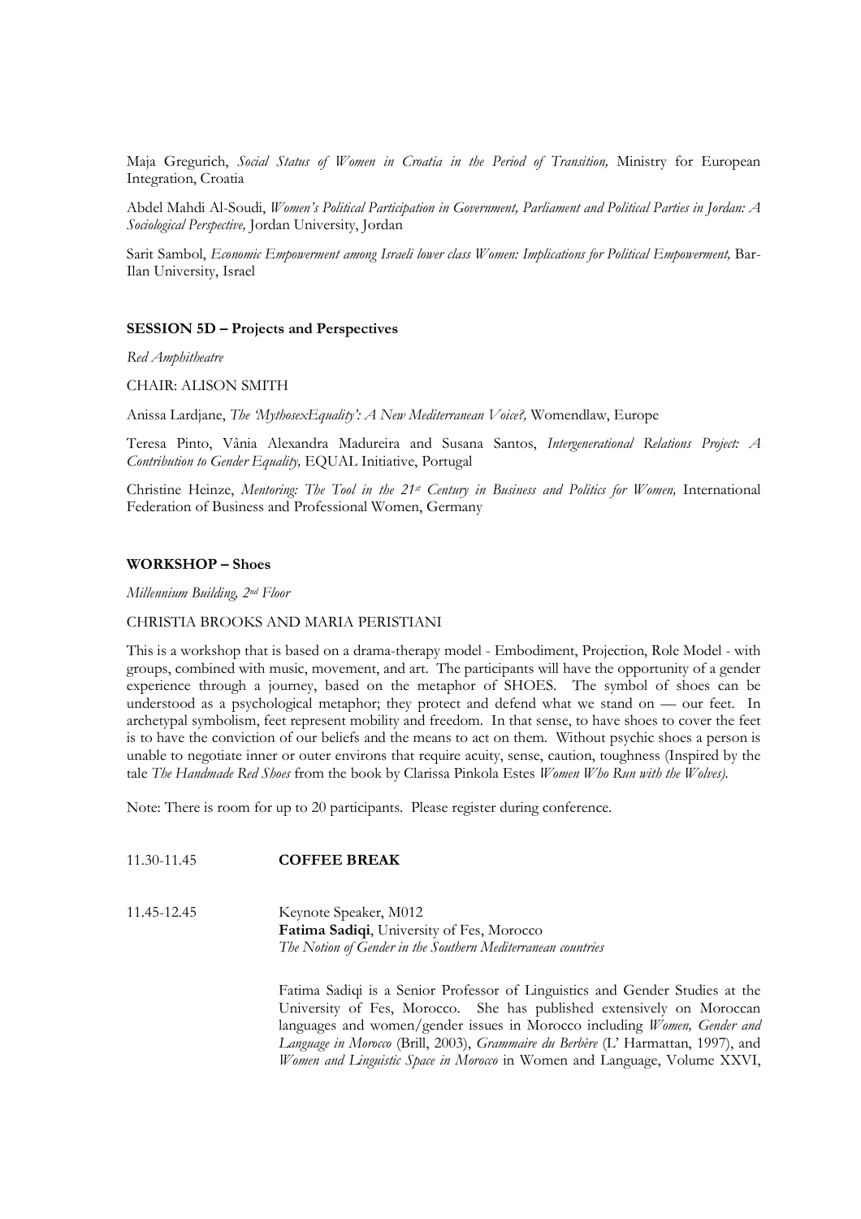Maja Gregurich, *Social Status of Women in Croatia in the Period of Transition,* Ministry for European Integration, Croatia

Abdel Mahdi Al-Soudi, *Women's Political Participation in Government, Parliament and Political Parties in Jordan: A Sociological Perspective,* Jordan University, Jordan

Sarit Sambol, *Economic Empowerment among Israeli lower class Women: Implications for Political Empowerment,* Bar-Ilan University, Israel

**SESSION 5D – Projects and Perspectives**

*Red Amphitheatre*

CHAIR: ALISON SMITH

Anissa Lardjane, *The 'MythosexEquality': A New Mediterranean Voice?,* Womendlaw, Europe

Teresa Pinto, Vânia Alexandra Madureira and Susana Santos, *Intergenerational Relations Project: A Contribution to Gender Equality,* EQUAL Initiative, Portugal

Christine Heinze, *Mentoring: The Tool in the 21st Century in Business and Politics for Women,* International Federation of Business and Professional Women, Germany

**WORKSHOP – Shoes**

*Millennium Building, 2nd Floor*

CHRISTIA BROOKS AND MARIA PERISTIANI

This is a workshop that is based on a drama-therapy model - Embodiment, Projection, Role Model - with groups, combined with music, movement, and art. The participants will have the opportunity of a gender experience through a journey, based on the metaphor of SHOES. The symbol of shoes can be understood as a psychological metaphor; they protect and defend what we stand on — our feet. In archetypal symbolism, feet represent mobility and freedom. In that sense, to have shoes to cover the feet is to have the conviction of our beliefs and the means to act on them. Without psychic shoes a person is unable to negotiate inner or outer environs that require acuity, sense, caution, toughness (Inspired by the tale *The Handmade Red Shoes* from the book by Clarissa Pinkola Estes *Women Who Run with the Wolves).*

Note: There is room for up to 20 participants. Please register during conference.

11.30-11.45 **COFFEE BREAK**

11.45-12.45 Keynote Speaker, M012
**Fatima Sadiqi**, University of Fes, Morocco
*The Notion of Gender in the Southern Mediterranean countries*

Fatima Sadiqi is a Senior Professor of Linguistics and Gender Studies at the University of Fes, Morocco. She has published extensively on Moroccan languages and women/gender issues in Morocco including *Women, Gender and Language in Morocco* (Brill, 2003), *Grammaire du Berbère* (L' Harmattan, 1997), and *Women and Linguistic Space in Morocco* in Women and Language, Volume XXVI,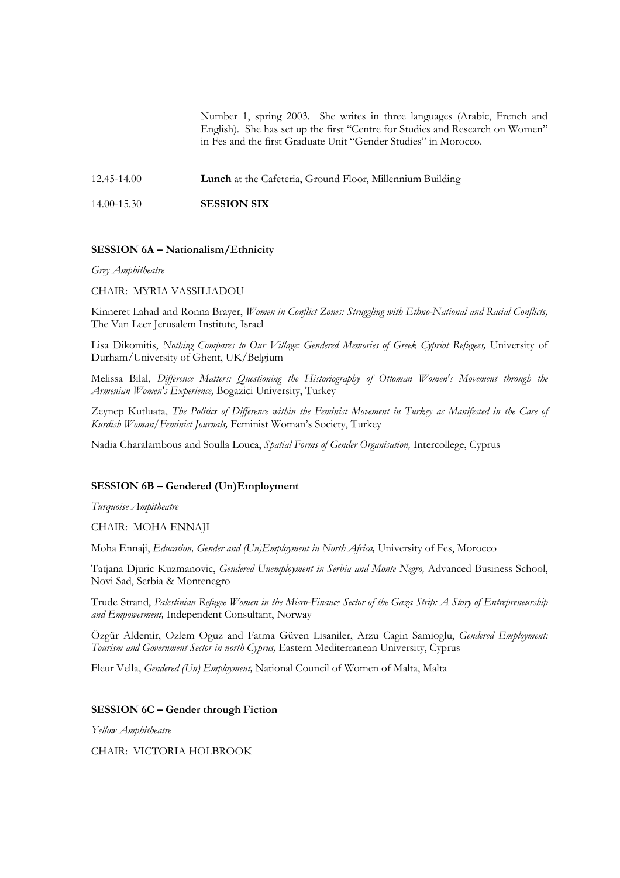Number 1, spring 2003. She writes in three languages (Arabic, French and English). She has set up the first "Centre for Studies and Research on Women" in Fes and the first Graduate Unit "Gender Studies" in Morocco.

12.45-14.00 **Lunch** at the Cafeteria, Ground Floor, Millennium Building

14.00-15.30 **SESSION SIX**

**SESSION 6A – Nationalism/Ethnicity**

*Grey Amphitheatre*

CHAIR: MYRIA VASSILIADOU

Kinneret Lahad and Ronna Brayer, *Women in Conflict Zones: Struggling with Ethno-National and Racial Conflicts,* The Van Leer Jerusalem Institute, Israel

Lisa Dikomitis, *Nothing Compares to Our Village: Gendered Memories of Greek Cypriot Refugees,* University of Durham/University of Ghent, UK/Belgium

Melissa Bilal, *Difference Matters: Questioning the Historiography of Ottoman Women's Movement through the Armenian Women's Experience,* Bogazici University, Turkey

Zeynep Kutluata, *The Politics of Difference within the Feminist Movement in Turkey as Manifested in the Case of Kurdish Woman/Feminist Journals,* Feminist Woman's Society, Turkey

Nadia Charalambous and Soulla Louca, *Spatial Forms of Gender Organisation,* Intercollege, Cyprus

**SESSION 6B – Gendered (Un)Employment**

*Turquoise Ampitheatre*

CHAIR: MOHA ENNAJI

Moha Ennaji, *Education, Gender and (Un)Employment in North Africa,* University of Fes, Morocco

Tatjana Djuric Kuzmanovic, *Gendered Unemployment in Serbia and Monte Negro,* Advanced Business School, Novi Sad, Serbia & Montenegro

Trude Strand, *Palestinian Refugee Women in the Micro-Finance Sector of the Gaza Strip: A Story of Entrepreneurship and Empowerment,* Independent Consultant, Norway

Özgür Aldemir, Ozlem Oguz and Fatma Güven Lisaniler, Arzu Cagin Samioglu, *Gendered Employment: Tourism and Government Sector in north Cyprus,* Eastern Mediterranean University, Cyprus

Fleur Vella, *Gendered (Un) Employment,* National Council of Women of Malta, Malta

**SESSION 6C – Gender through Fiction**

*Yellow Amphitheatre*

CHAIR: VICTORIA HOLBROOK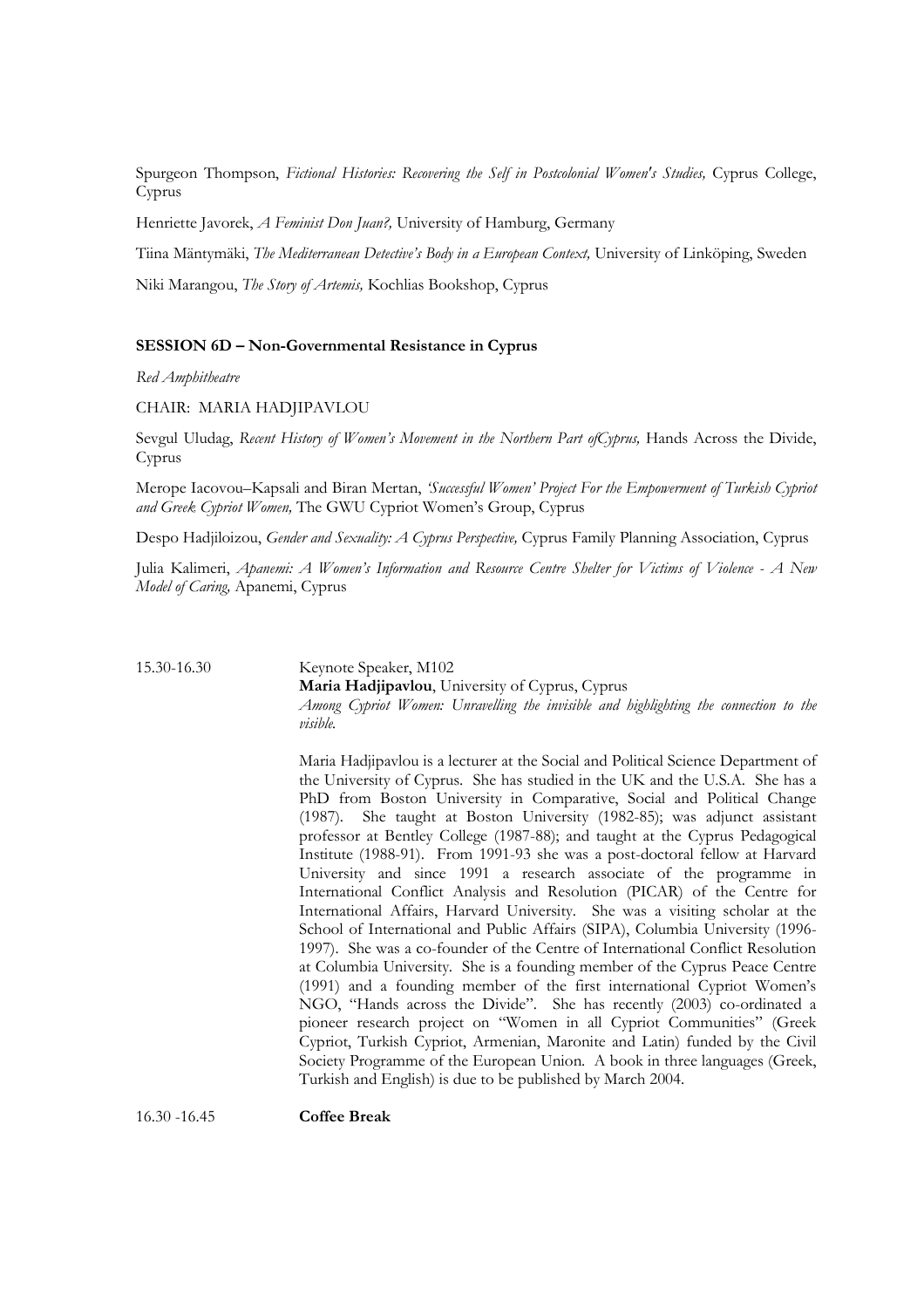Spurgeon Thompson, *Fictional Histories: Recovering the Self in Postcolonial Women's Studies,* Cyprus College, Cyprus

Henriette Javorek, *A Feminist Don Juan?,* University of Hamburg, Germany

Tiina Mäntymäki, *The Mediterranean Detective's Body in a European Context,* University of Linköping, Sweden

Niki Marangou, *The Story of Artemis,* Kochlias Bookshop, Cyprus

**SESSION 6D – Non-Governmental Resistance in Cyprus**

*Red Amphitheatre*

CHAIR: MARIA HADJIPAVLOU

Sevgul Uludag, *Recent History of Women's Movement in the Northern Part ofCyprus,* Hands Across the Divide, Cyprus

Merope Iacovou–Kapsali and Biran Mertan, *'Successful Women' Project For the Empowerment of Turkish Cypriot and Greek Cypriot Women,* The GWU Cypriot Women's Group, Cyprus

Despo Hadjiloizou, *Gender and Sexuality: A Cyprus Perspective,* Cyprus Family Planning Association, Cyprus

Julia Kalimeri, *Apanemi: A Women's Information and Resource Centre Shelter for Victims of Violence - A New Model of Caring,* Apanemi, Cyprus

15.30-16.30 Keynote Speaker, M102
**Maria Hadjipavlou**, University of Cyprus, Cyprus
*Among Cypriot Women: Unravelling the invisible and highlighting the connection to the visible.*

Maria Hadjipavlou is a lecturer at the Social and Political Science Department of the University of Cyprus. She has studied in the UK and the U.S.A. She has a PhD from Boston University in Comparative, Social and Political Change (1987). She taught at Boston University (1982-85); was adjunct assistant professor at Bentley College (1987-88); and taught at the Cyprus Pedagogical Institute (1988-91). From 1991-93 she was a post-doctoral fellow at Harvard University and since 1991 a research associate of the programme in International Conflict Analysis and Resolution (PICAR) of the Centre for International Affairs, Harvard University. She was a visiting scholar at the School of International and Public Affairs (SIPA), Columbia University (1996-1997). She was a co-founder of the Centre of International Conflict Resolution at Columbia University. She is a founding member of the Cyprus Peace Centre (1991) and a founding member of the first international Cypriot Women's NGO, "Hands across the Divide". She has recently (2003) co-ordinated a pioneer research project on "Women in all Cypriot Communities" (Greek Cypriot, Turkish Cypriot, Armenian, Maronite and Latin) funded by the Civil Society Programme of the European Union. A book in three languages (Greek, Turkish and English) is due to be published by March 2004.

16.30 -16.45 **Coffee Break**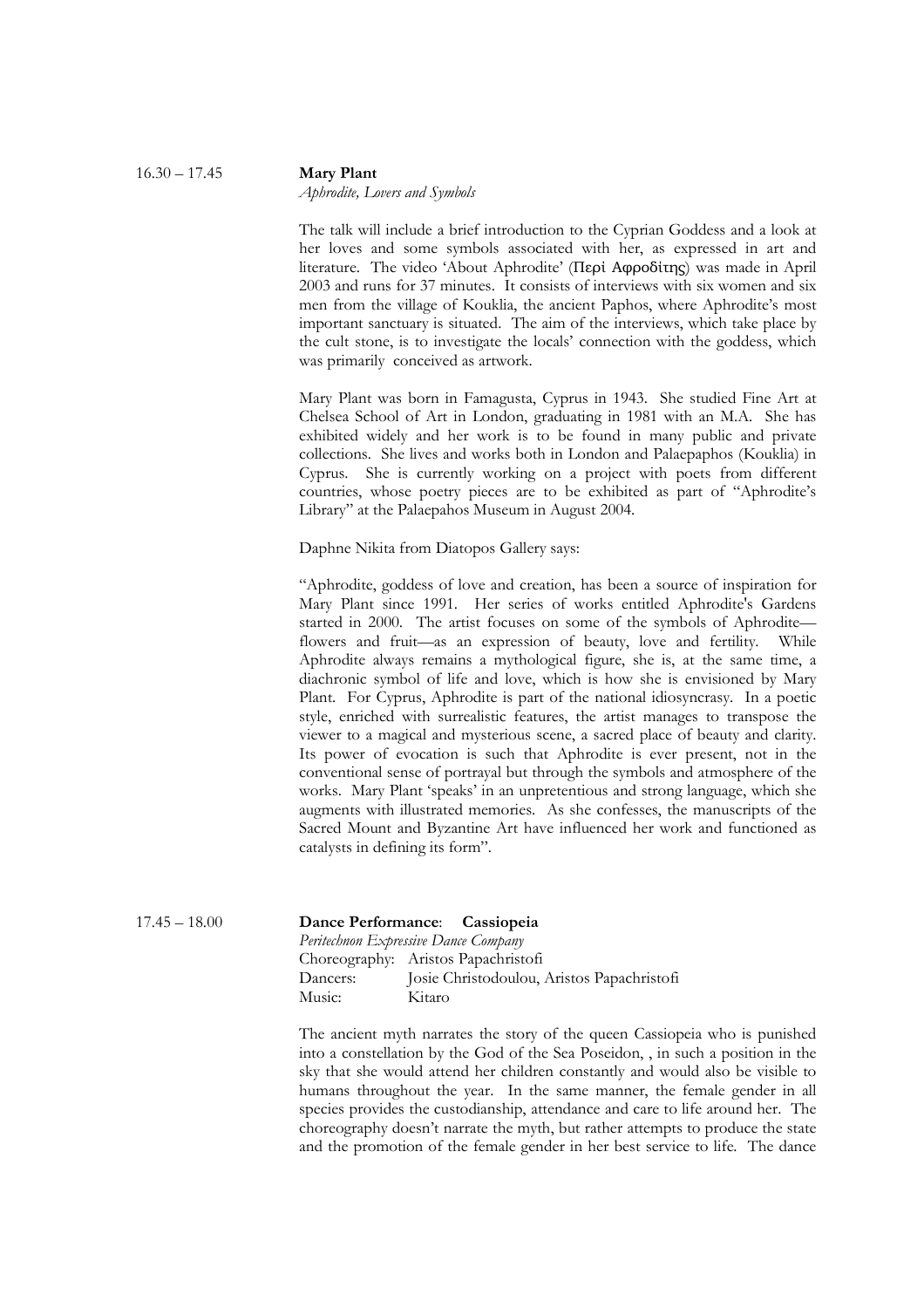16.30 – 17.45

**Mary Plant**
*Aphrodite, Lovers and Symbols*

The talk will include a brief introduction to the Cyprian Goddess and a look at her loves and some symbols associated with her, as expressed in art and literature. The video 'About Aphrodite' (Περὶ Αφροδίτης) was made in April 2003 and runs for 37 minutes. It consists of interviews with six women and six men from the village of Kouklia, the ancient Paphos, where Aphrodite's most important sanctuary is situated. The aim of the interviews, which take place by the cult stone, is to investigate the locals' connection with the goddess, which was primarily conceived as artwork.

Mary Plant was born in Famagusta, Cyprus in 1943. She studied Fine Art at Chelsea School of Art in London, graduating in 1981 with an M.A. She has exhibited widely and her work is to be found in many public and private collections. She lives and works both in London and Palaepaphos (Kouklia) in Cyprus. She is currently working on a project with poets from different countries, whose poetry pieces are to be exhibited as part of "Aphrodite's Library" at the Palaepahos Museum in August 2004.

Daphne Nikita from Diatopos Gallery says:

"Aphrodite, goddess of love and creation, has been a source of inspiration for Mary Plant since 1991. Her series of works entitled Aphrodite's Gardens started in 2000. The artist focuses on some of the symbols of Aphrodite—flowers and fruit—as an expression of beauty, love and fertility. While Aphrodite always remains a mythological figure, she is, at the same time, a diachronic symbol of life and love, which is how she is envisioned by Mary Plant. For Cyprus, Aphrodite is part of the national idiosyncrasy. In a poetic style, enriched with surrealistic features, the artist manages to transpose the viewer to a magical and mysterious scene, a sacred place of beauty and clarity. Its power of evocation is such that Aphrodite is ever present, not in the conventional sense of portrayal but through the symbols and atmosphere of the works. Mary Plant 'speaks' in an unpretentious and strong language, which she augments with illustrated memories. As she confesses, the manuscripts of the Sacred Mount and Byzantine Art have influenced her work and functioned as catalysts in defining its form".

17.45 – 18.00

**Dance Performance**: **Cassiopeia**
*Peritechnon Expressive Dance Company*
Choreography: Aristos Papachristofi
Dancers: Josie Christodoulou, Aristos Papachristofi
Music: Kitaro

The ancient myth narrates the story of the queen Cassiopeia who is punished into a constellation by the God of the Sea Poseidon, , in such a position in the sky that she would attend her children constantly and would also be visible to humans throughout the year. In the same manner, the female gender in all species provides the custodianship, attendance and care to life around her. The choreography doesn't narrate the myth, but rather attempts to produce the state and the promotion of the female gender in her best service to life. The dance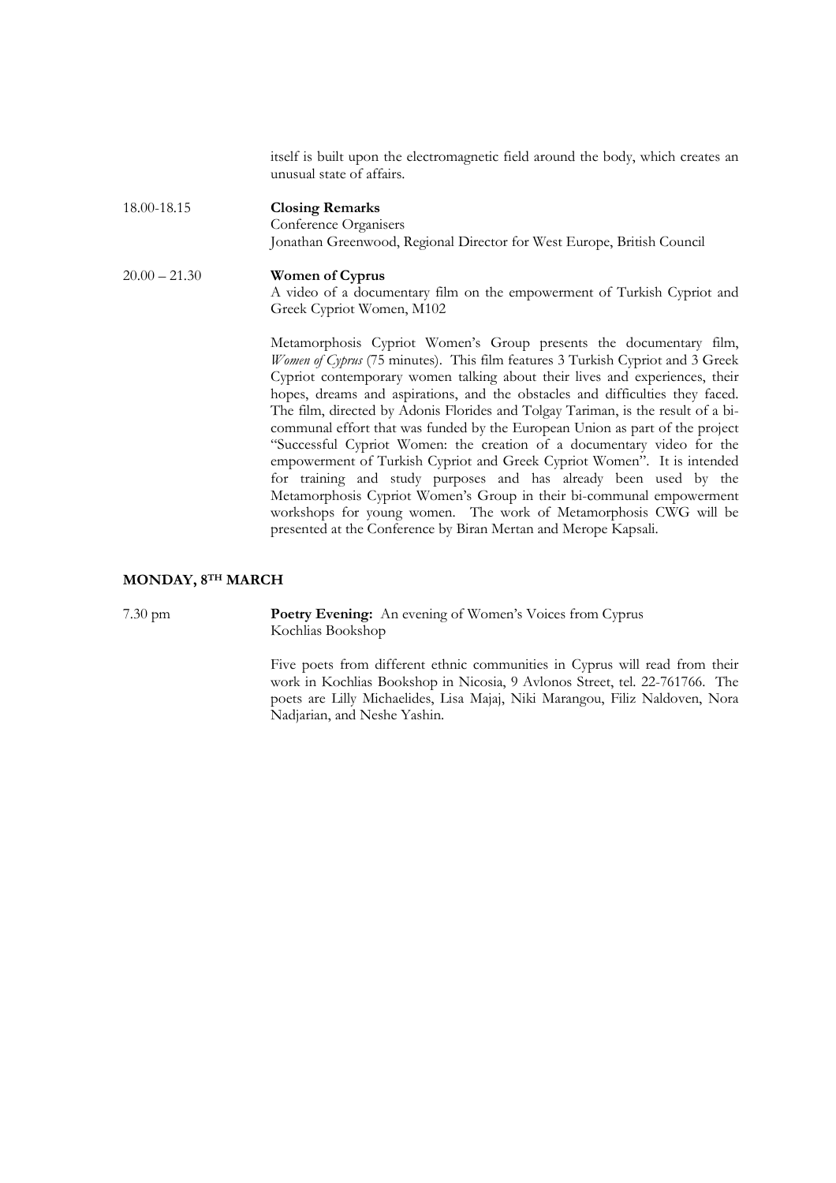itself is built upon the electromagnetic field around the body, which creates an unusual state of affairs.

18.00-18.15 **Closing Remarks**
Conference Organisers
Jonathan Greenwood, Regional Director for West Europe, British Council

20.00 – 21.30 **Women of Cyprus**
A video of a documentary film on the empowerment of Turkish Cypriot and Greek Cypriot Women, M102

Metamorphosis Cypriot Women's Group presents the documentary film, *Women of Cyprus* (75 minutes). This film features 3 Turkish Cypriot and 3 Greek Cypriot contemporary women talking about their lives and experiences, their hopes, dreams and aspirations, and the obstacles and difficulties they faced. The film, directed by Adonis Florides and Tolgay Tariman, is the result of a bi-communal effort that was funded by the European Union as part of the project "Successful Cypriot Women: the creation of a documentary video for the empowerment of Turkish Cypriot and Greek Cypriot Women". It is intended for training and study purposes and has already been used by the Metamorphosis Cypriot Women's Group in their bi-communal empowerment workshops for young women. The work of Metamorphosis CWG will be presented at the Conference by Biran Mertan and Merope Kapsali.

**MONDAY, 8TH MARCH**

7.30 pm **Poetry Evening:** An evening of Women's Voices from Cyprus
Kochlias Bookshop

Five poets from different ethnic communities in Cyprus will read from their work in Kochlias Bookshop in Nicosia, 9 Avlonos Street, tel. 22-761766. The poets are Lilly Michaelides, Lisa Majaj, Niki Marangou, Filiz Naldoven, Nora Nadjarian, and Neshe Yashin.